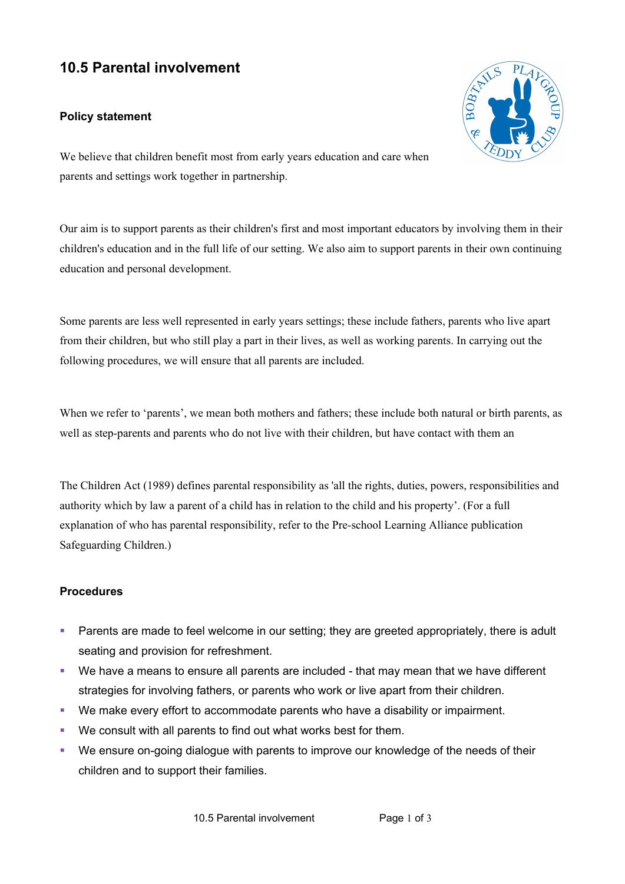# 10.5 Parental involvement

## Policy statement

We believe that children benefit most from early years education and care when parents and settings work together in partnership.

Our aim is to support parents as their children's first and most important educators by involving them in their children's education and in the full life of our setting. We also aim to support parents in their own continuing education and personal development.

Some parents are less well represented in early years settings; these include fathers, parents who live apart from their children, but who still play a part in their lives, as well as working parents. In carrying out the following procedures, we will ensure that all parents are included.

When we refer to 'parents', we mean both mothers and fathers; these include both natural or birth parents, as well as step-parents and parents who do not live with their children, but have contact with them an

The Children Act (1989) defines parental responsibility as 'all the rights, duties, powers, responsibilities and authority which by law a parent of a child has in relation to the child and his property'. (For a full explanation of who has parental responsibility, refer to the Pre-school Learning Alliance publication Safeguarding Children.)

## Procedures

- Parents are made to feel welcome in our setting; they are greeted appropriately, there is adult seating and provision for refreshment.
- We have a means to ensure all parents are included - that may mean that we have different strategies for involving fathers, or parents who work or live apart from their children.
- We make every effort to accommodate parents who have a disability or impairment.
- We consult with all parents to find out what works best for them.
- We ensure on-going dialogue with parents to improve our knowledge of the needs of their children and to support their families.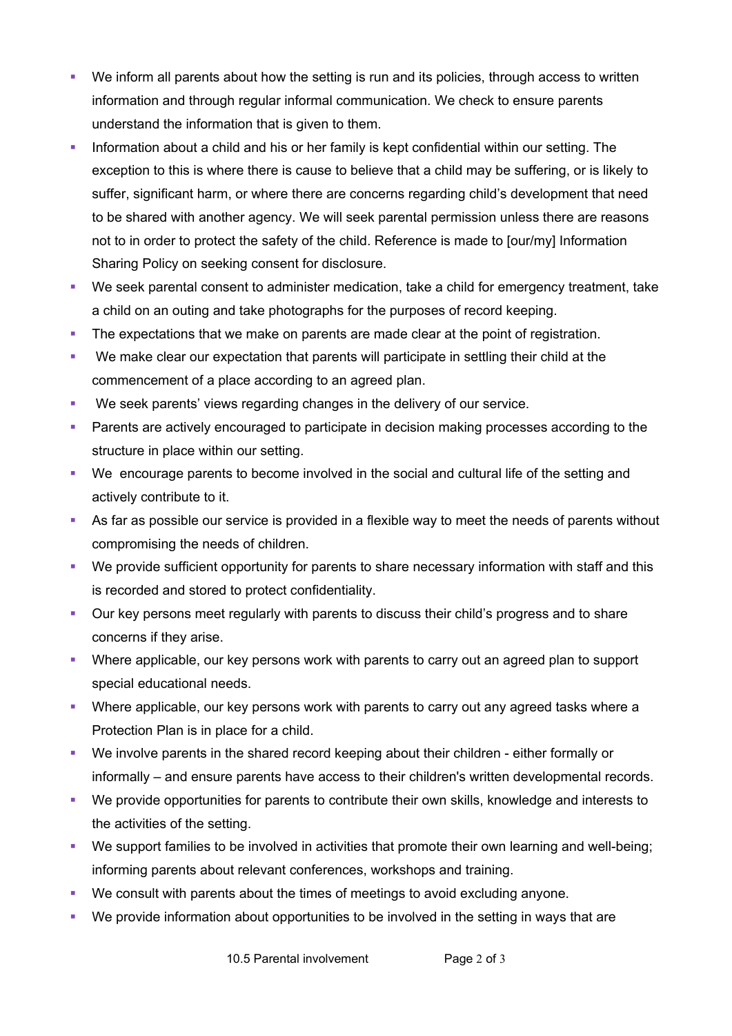- We inform all parents about how the setting is run and its policies, through access to written information and through regular informal communication. We check to ensure parents understand the information that is given to them.
- Information about a child and his or her family is kept confidential within our setting. The exception to this is where there is cause to believe that a child may be suffering, or is likely to suffer, significant harm, or where there are concerns regarding child's development that need to be shared with another agency. We will seek parental permission unless there are reasons not to in order to protect the safety of the child. Reference is made to [our/my] Information Sharing Policy on seeking consent for disclosure.
- We seek parental consent to administer medication, take a child for emergency treatment, take a child on an outing and take photographs for the purposes of record keeping.
- The expectations that we make on parents are made clear at the point of registration.
- We make clear our expectation that parents will participate in settling their child at the commencement of a place according to an agreed plan.
- We seek parents' views regarding changes in the delivery of our service.
- Parents are actively encouraged to participate in decision making processes according to the structure in place within our setting.
- We encourage parents to become involved in the social and cultural life of the setting and actively contribute to it.
- As far as possible our service is provided in a flexible way to meet the needs of parents without compromising the needs of children.
- We provide sufficient opportunity for parents to share necessary information with staff and this is recorded and stored to protect confidentiality.
- Our key persons meet regularly with parents to discuss their child's progress and to share concerns if they arise.
- Where applicable, our key persons work with parents to carry out an agreed plan to support special educational needs.
- Where applicable, our key persons work with parents to carry out any agreed tasks where a Protection Plan is in place for a child.
- We involve parents in the shared record keeping about their children - either formally or informally – and ensure parents have access to their children's written developmental records.
- We provide opportunities for parents to contribute their own skills, knowledge and interests to the activities of the setting.
- We support families to be involved in activities that promote their own learning and well-being; informing parents about relevant conferences, workshops and training.
- We consult with parents about the times of meetings to avoid excluding anyone.
- We provide information about opportunities to be involved in the setting in ways that are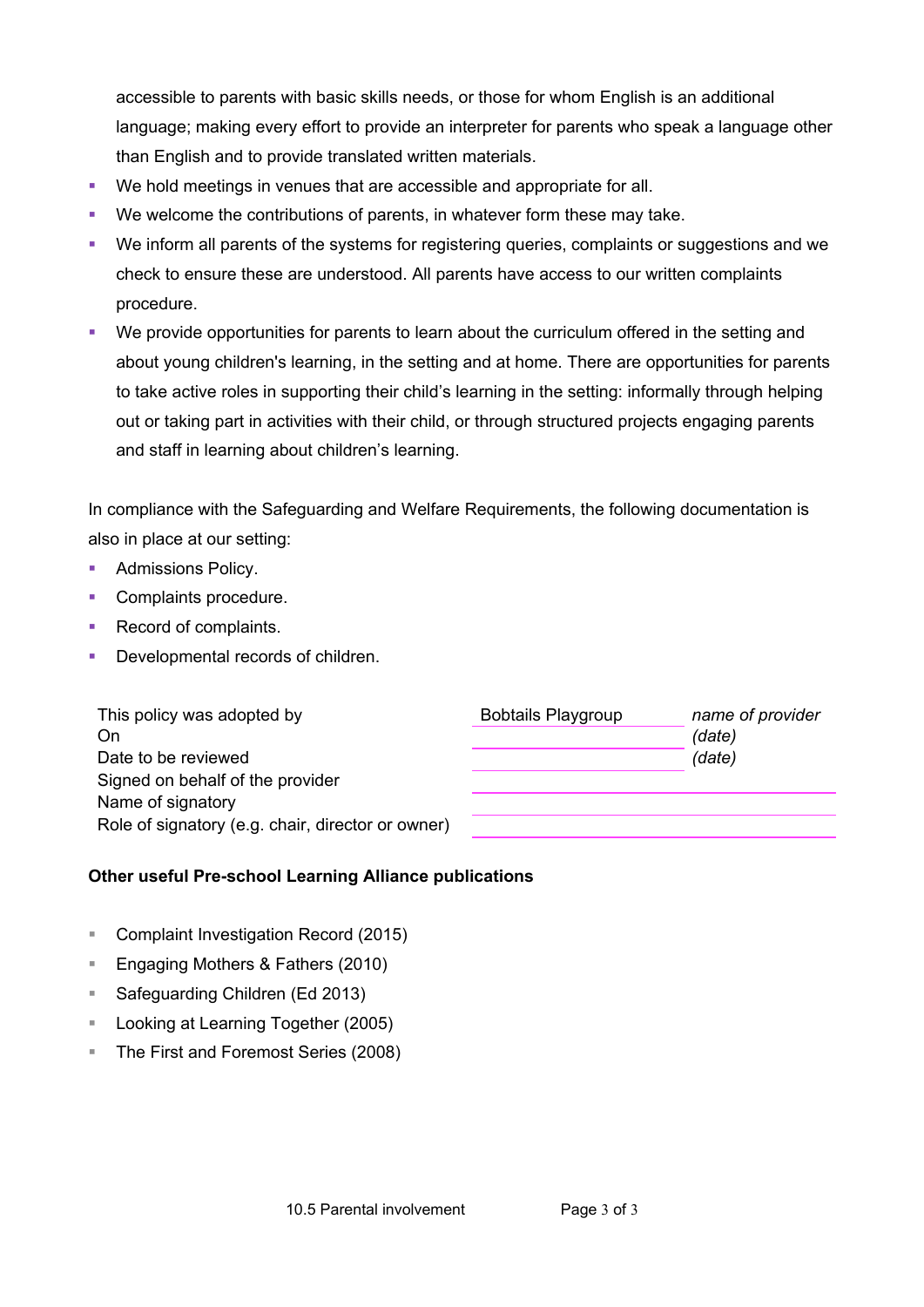accessible to parents with basic skills needs, or those for whom English is an additional language; making every effort to provide an interpreter for parents who speak a language other than English and to provide translated written materials.

- We hold meetings in venues that are accessible and appropriate for all.
- We welcome the contributions of parents, in whatever form these may take.
- We inform all parents of the systems for registering queries, complaints or suggestions and we check to ensure these are understood. All parents have access to our written complaints procedure.
- We provide opportunities for parents to learn about the curriculum offered in the setting and about young children's learning, in the setting and at home. There are opportunities for parents to take active roles in supporting their child's learning in the setting: informally through helping out or taking part in activities with their child, or through structured projects engaging parents and staff in learning about children's learning.

In compliance with the Safeguarding and Welfare Requirements, the following documentation is also in place at our setting:

- Admissions Policy.
- Complaints procedure.
- Record of complaints.
- Developmental records of children.

| | | |
|---|---|---|
| This policy was adopted by | Bobtails Playgroup | *name of provider* |
| On | | *(date)* |
| Date to be reviewed | | *(date)* |
| Signed on behalf of the provider | | |
| Name of signatory | | |
| Role of signatory (e.g. chair, director or owner) | | |

**Other useful Pre-school Learning Alliance publications**

- Complaint Investigation Record (2015)
- Engaging Mothers & Fathers (2010)
- Safeguarding Children (Ed 2013)
- Looking at Learning Together (2005)
- The First and Foremost Series (2008)